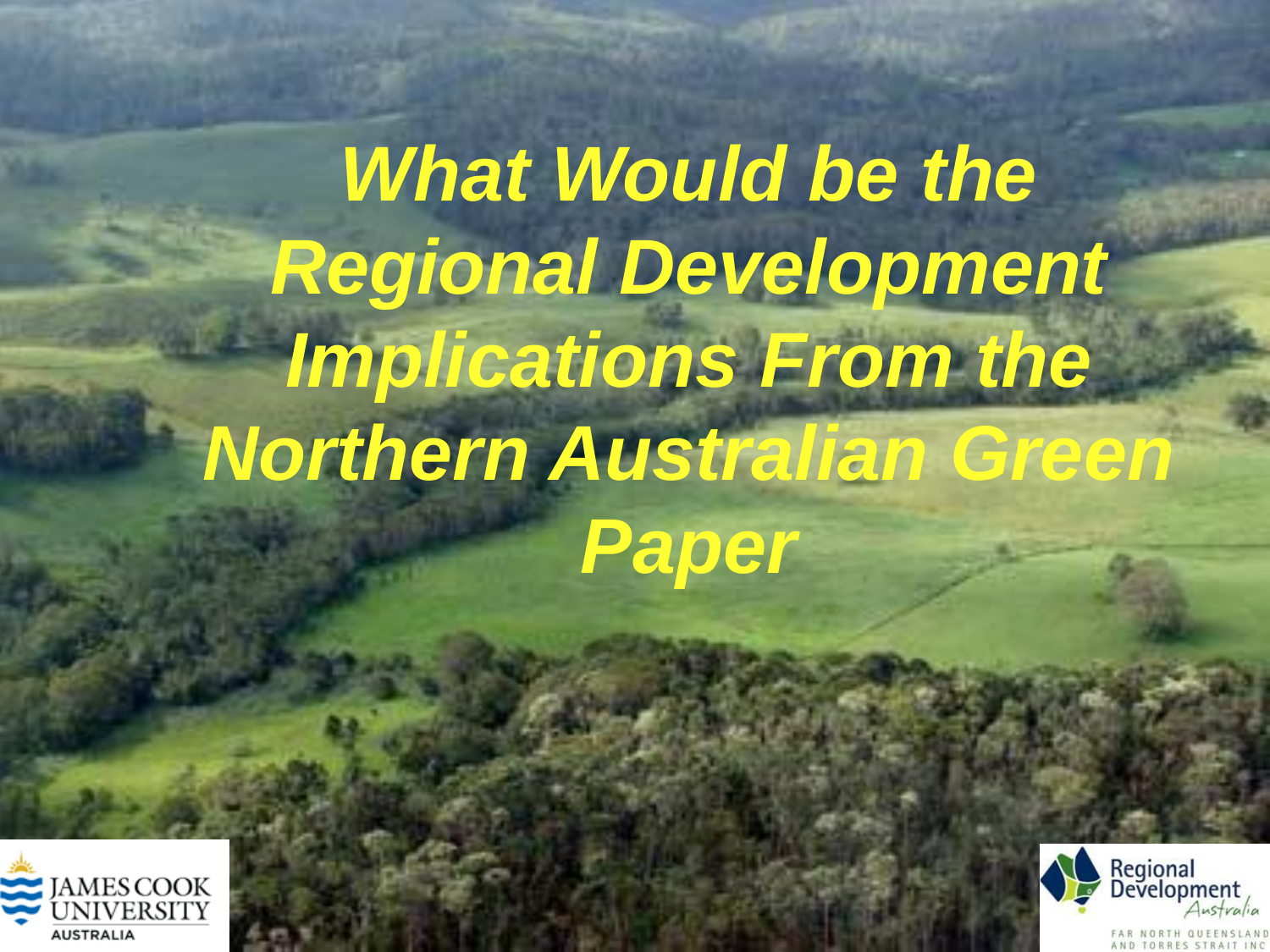# *What Would be the Regional Development Implications From the Northern Australian Green Paper*

JAMES COOK UNIVERSITY AUSTRALIA

Regional Development Australia

FAR NORTH QUEENSLAND AND TORRES STRAIT INC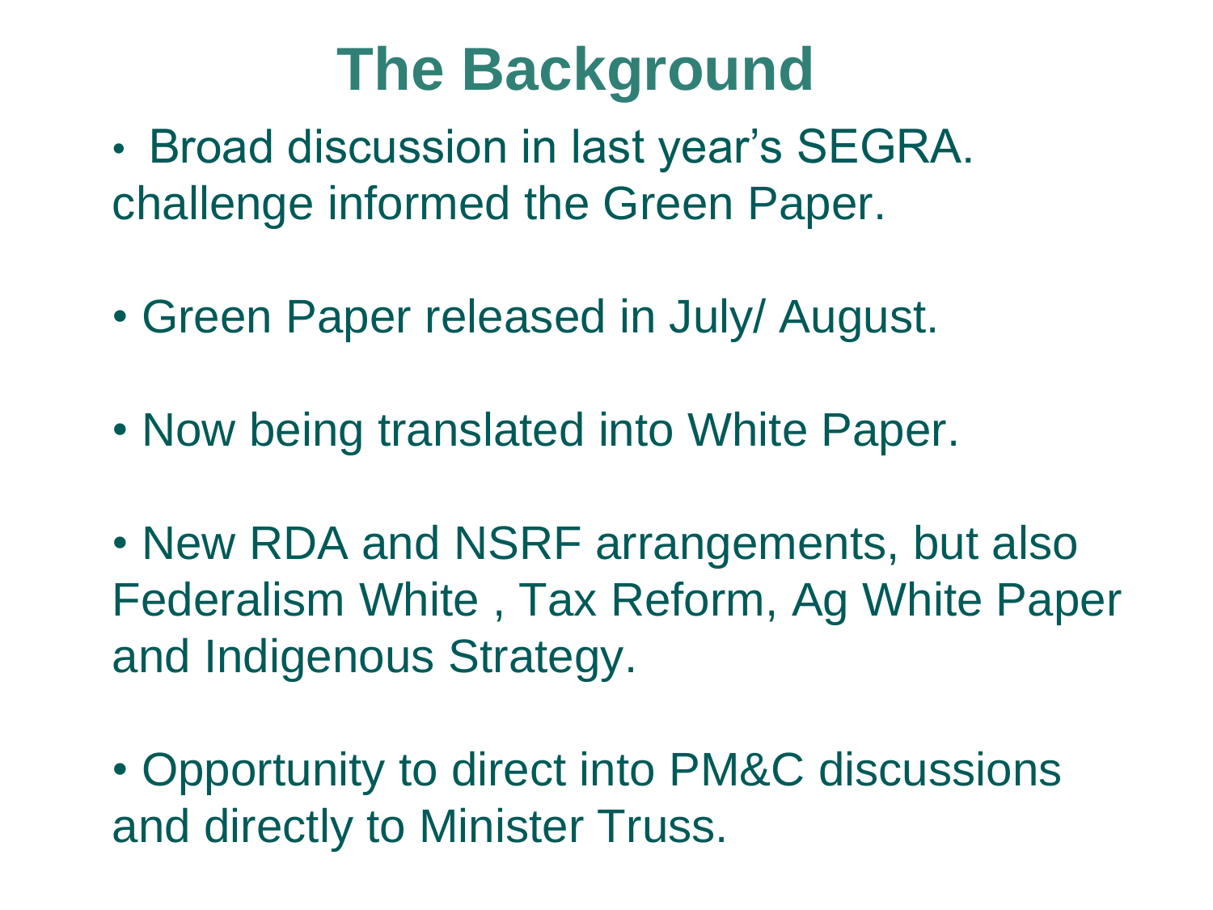# The Background

- Broad discussion in last year's SEGRA. challenge informed the Green Paper.
- Green Paper released in July/ August.
- Now being translated into White Paper.
- New RDA and NSRF arrangements, but also Federalism White , Tax Reform, Ag White Paper and Indigenous Strategy.
- Opportunity to direct into PM&C discussions and directly to Minister Truss.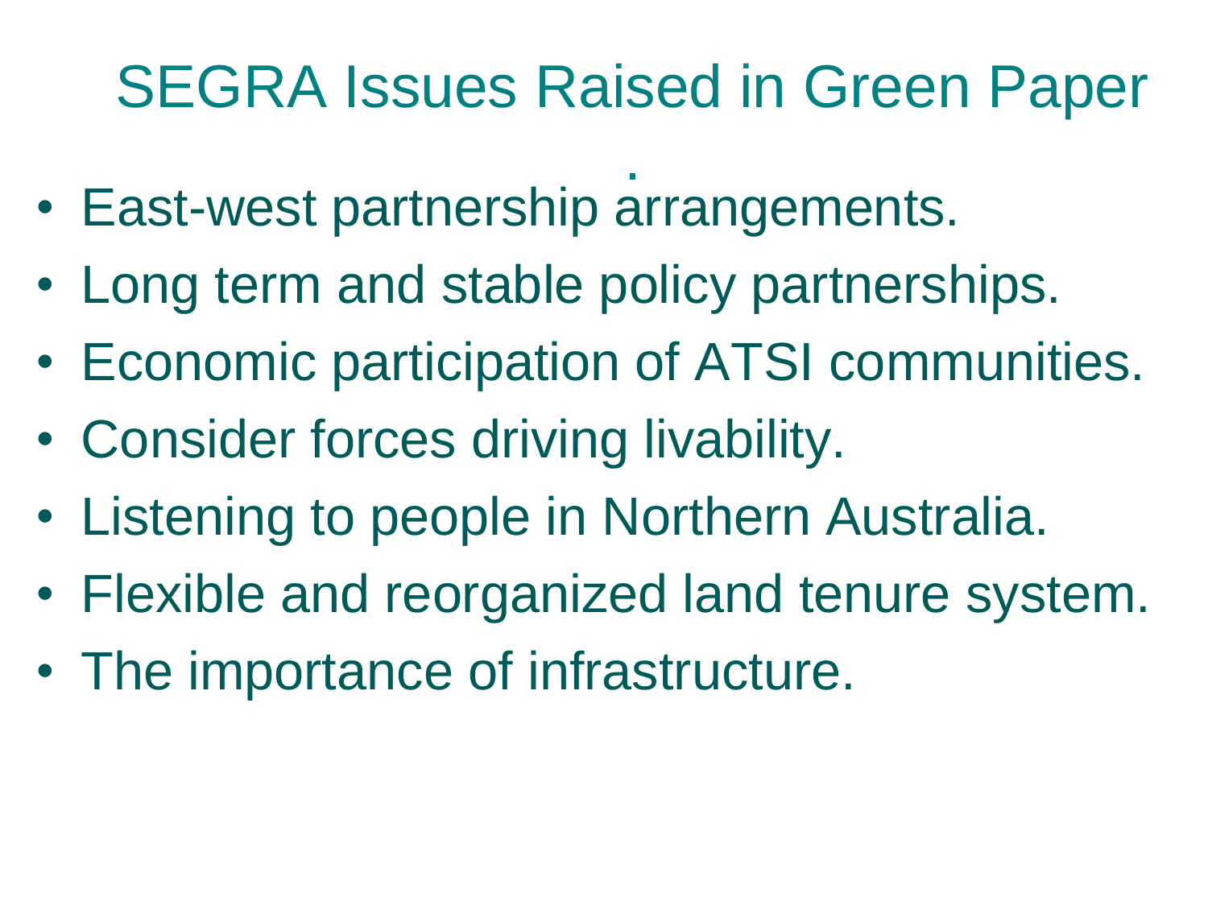# SEGRA Issues Raised in Green Paper

- East-west partnership arrangements.
- Long term and stable policy partnerships.
- Economic participation of ATSI communities.
- Consider forces driving livability.
- Listening to people in Northern Australia.
- Flexible and reorganized land tenure system.
- The importance of infrastructure.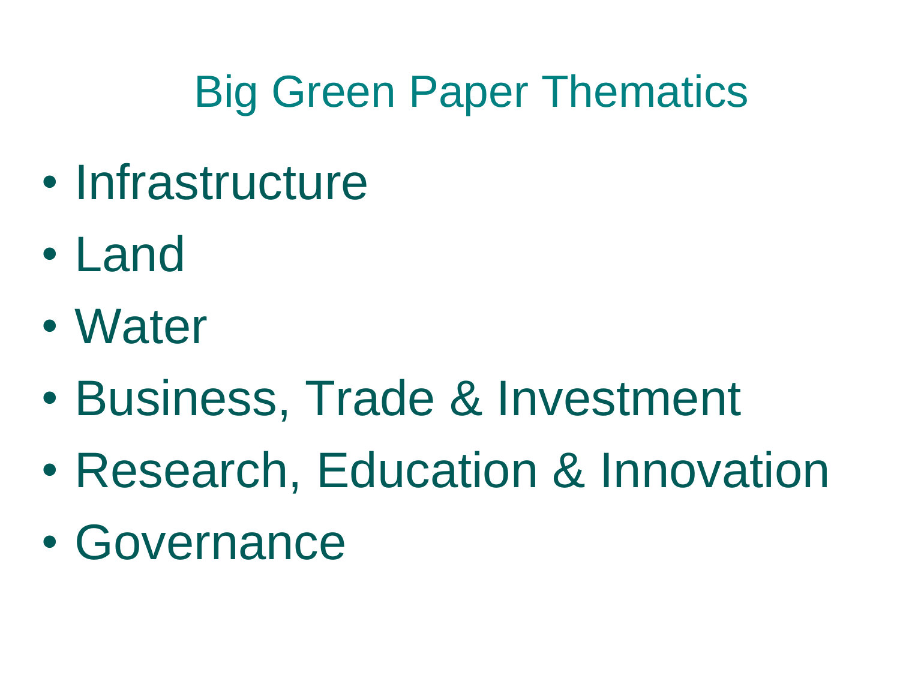# Big Green Paper Thematics

- Infrastructure
- Land
- Water
- Business, Trade & Investment
- Research, Education & Innovation
- Governance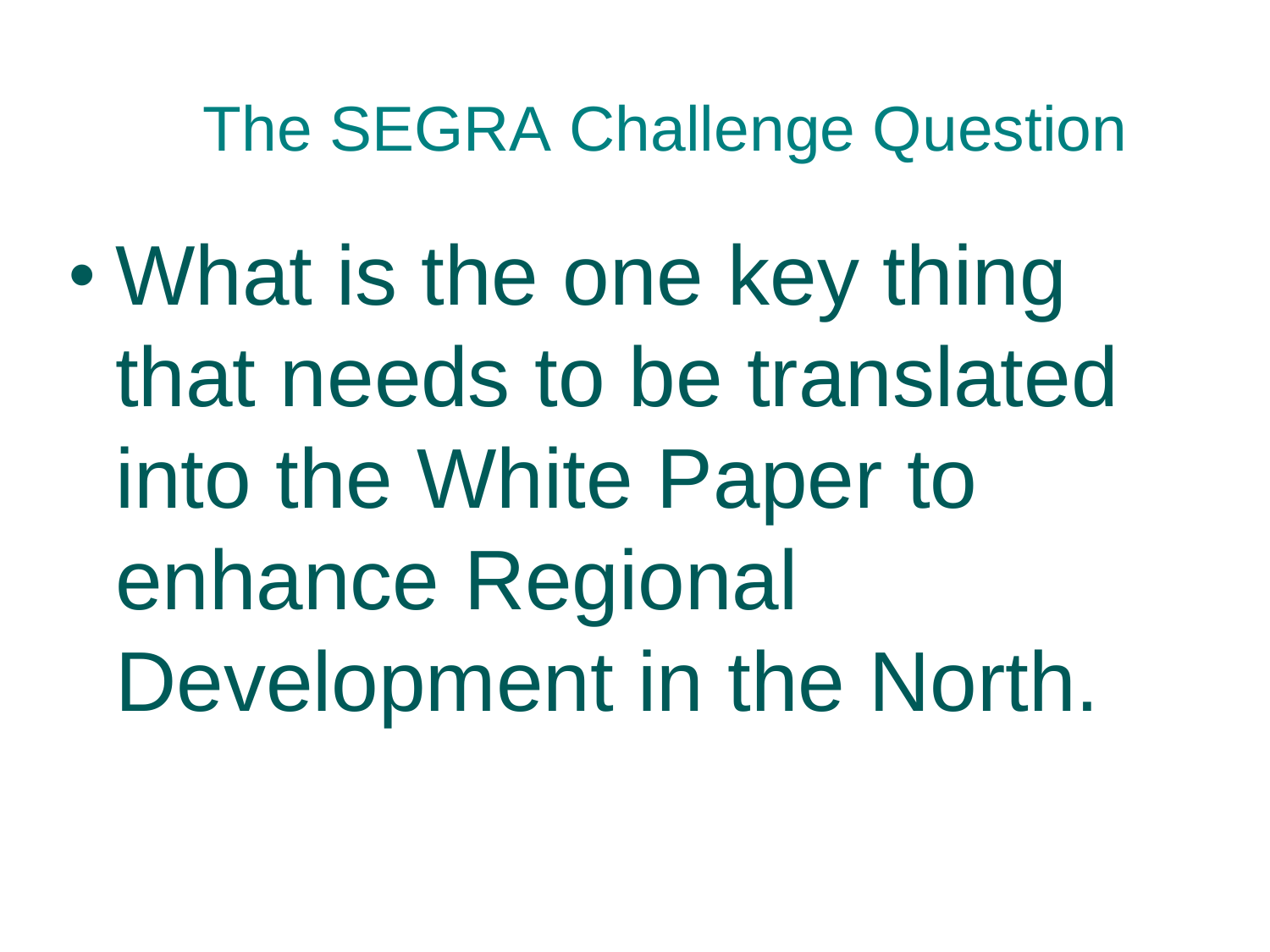# The SEGRA Challenge Question

- What is the one key thing that needs to be translated into the White Paper to enhance Regional Development in the North.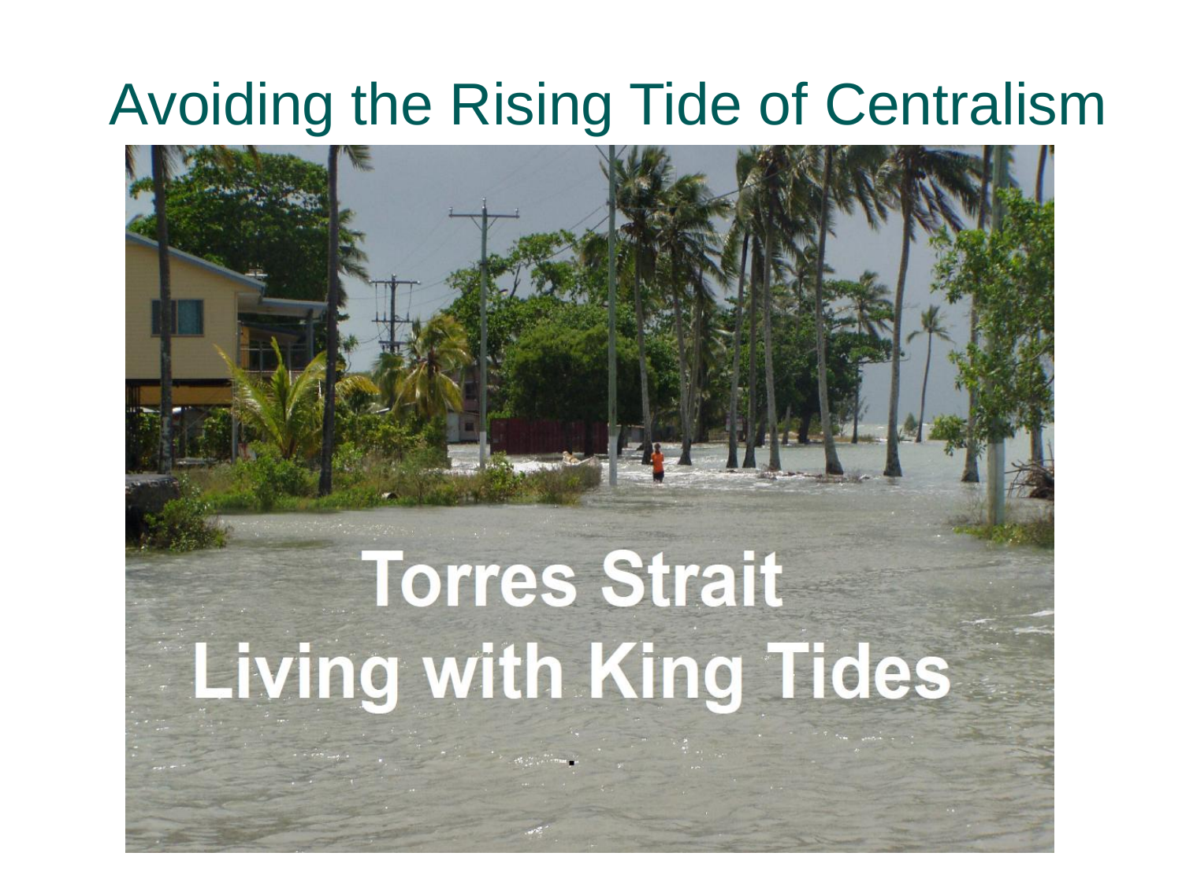# Avoiding the Rising Tide of Centralism

Torres Strait
Living with King Tides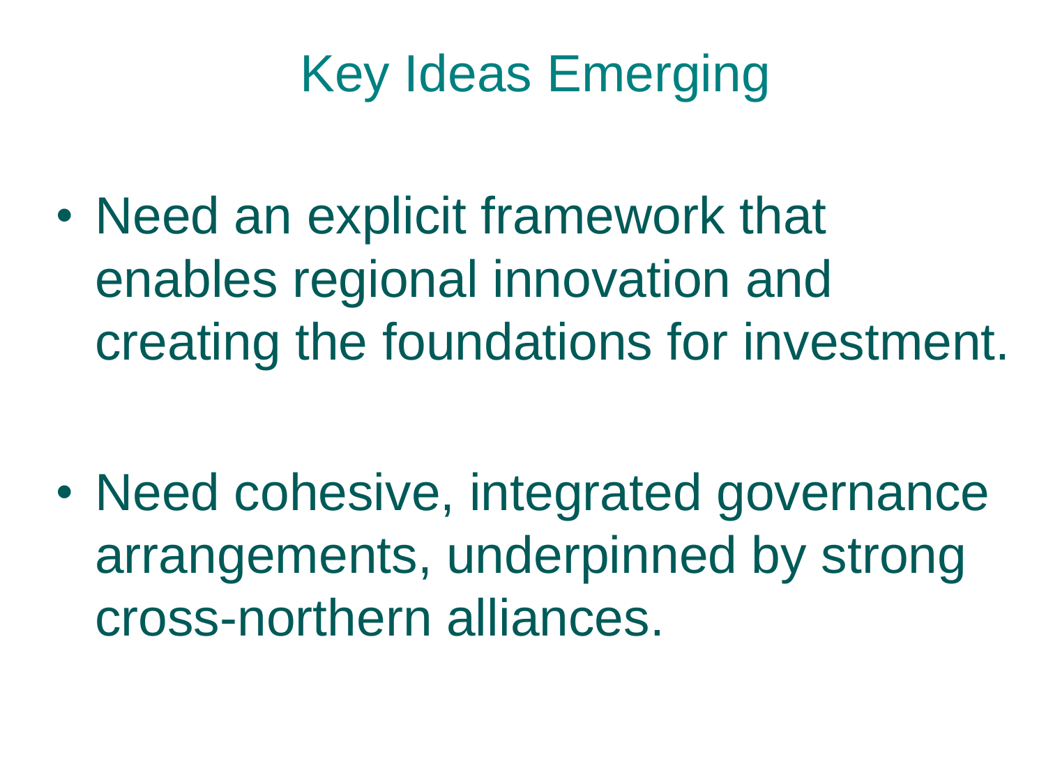# Key Ideas Emerging

- Need an explicit framework that enables regional innovation and creating the foundations for investment.

- Need cohesive, integrated governance arrangements, underpinned by strong cross-northern alliances.